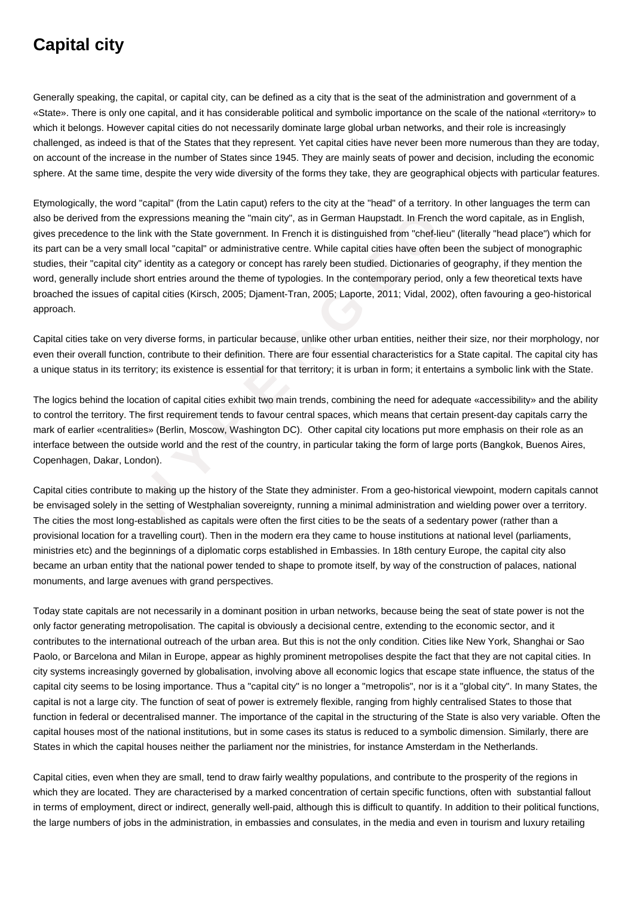# Capital city

Generally speaking, the capital, or capital city, can be defined as a city that is the seat of the administration and government of a «State». There is only one capital, and it has considerable political and symbolic importance on the scale of the national «territory» to which it belongs. However capital cities do not necessarily dominate large global urban networks, and their role is increasingly challenged, as indeed is that of the States that they represent. Yet capital cities have never been more numerous than they are today, on account of the increase in the number of States since 1945. They are mainly seats of power and decision, including the economic sphere. At the same time, despite the very wide diversity of the forms they take, they are geographical objects with particular features.

Etymologically, the word "capital" (from the Latin caput) refers to the city at the "head" of a territory. In other languages the term can also be derived from the expressions meaning the "main city", as in German Haupstadt. In French the word capitale, as in English, gives precedence to the link with the State government. In French it is distinguished from "chef-lieu" (literally "head place") which for its part can be a very small local "capital" or administrative centre. While capital cities have often been the subject of monographic studies, their "capital city" identity as a category or concept has rarely been studied. Dictionaries of geography, if they mention the word, generally include short entries around the theme of typologies. In the contemporary period, only a few theoretical texts have broached the issues of capital cities (Kirsch, 2005; Djament-Tran, 2005; Laporte, 2011; Vidal, 2002), often favouring a geo-historical approach.

Capital cities take on very diverse forms, in particular because, unlike other urban entities, neither their size, nor their morphology, nor even their overall function, contribute to their definition. There are four essential characteristics for a State capital. The capital city has a unique status in its territory; its existence is essential for that territory; it is urban in form; it entertains a symbolic link with the State.

The logics behind the location of capital cities exhibit two main trends, combining the need for adequate «accessibility» and the ability to control the territory. The first requirement tends to favour central spaces, which means that certain present-day capitals carry the mark of earlier «centralities» (Berlin, Moscow, Washington DC). Other capital city locations put more emphasis on their role as an interface between the outside world and the rest of the country, in particular taking the form of large ports (Bangkok, Buenos Aires, Copenhagen, Dakar, London).

Capital cities contribute to making up the history of the State they administer. From a geo-historical viewpoint, modern capitals cannot be envisaged solely in the setting of Westphalian sovereignty, running a minimal administration and wielding power over a territory. The cities the most long-established as capitals were often the first cities to be the seats of a sedentary power (rather than a provisional location for a travelling court). Then in the modern era they came to house institutions at national level (parliaments, ministries etc) and the beginnings of a diplomatic corps established in Embassies. In 18th century Europe, the capital city also became an urban entity that the national power tended to shape to promote itself, by way of the construction of palaces, national monuments, and large avenues with grand perspectives.

Today state capitals are not necessarily in a dominant position in urban networks, because being the seat of state power is not the only factor generating metropolisation. The capital is obviously a decisional centre, extending to the economic sector, and it contributes to the international outreach of the urban area. But this is not the only condition. Cities like New York, Shanghai or Sao Paolo, or Barcelona and Milan in Europe, appear as highly prominent metropolises despite the fact that they are not capital cities. In city systems increasingly governed by globalisation, involving above all economic logics that escape state influence, the status of the capital city seems to be losing importance. Thus a "capital city" is no longer a "metropolis", nor is it a "global city". In many States, the capital is not a large city. The function of seat of power is extremely flexible, ranging from highly centralised States to those that function in federal or decentralised manner. The importance of the capital in the structuring of the State is also very variable. Often the capital houses most of the national institutions, but in some cases its status is reduced to a symbolic dimension. Similarly, there are States in which the capital houses neither the parliament nor the ministries, for instance Amsterdam in the Netherlands.

Capital cities, even when they are small, tend to draw fairly wealthy populations, and contribute to the prosperity of the regions in which they are located. They are characterised by a marked concentration of certain specific functions, often with substantial fallout in terms of employment, direct or indirect, generally well-paid, although this is difficult to quantify. In addition to their political functions, the large numbers of jobs in the administration, in embassies and consulates, in the media and even in tourism and luxury retailing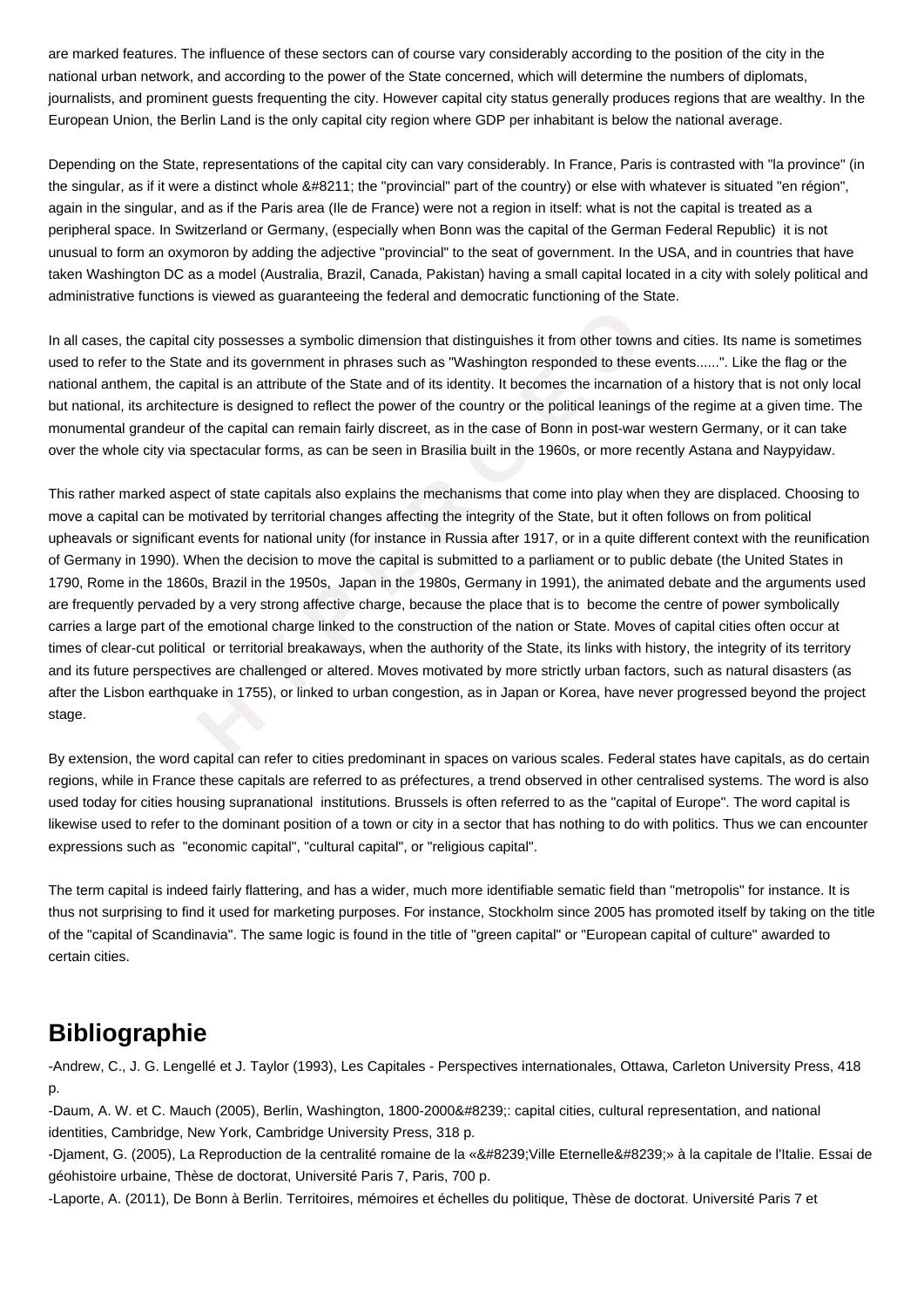are marked features. The influence of these sectors can of course vary considerably according to the position of the city in the national urban network, and according to the power of the State concerned, which will determine the numbers of diplomats, journalists, and prominent guests frequenting the city. However capital city status generally produces regions that are wealthy. In the European Union, the Berlin Land is the only capital city region where GDP per inhabitant is below the national average.

Depending on the State, representations of the capital city can vary considerably. In France, Paris is contrasted with "la province" (in the singular, as if it were a distinct whole &#8211; the "provincial" part of the country) or else with whatever is situated "en région", again in the singular, and as if the Paris area (Ile de France) were not a region in itself: what is not the capital is treated as a peripheral space. In Switzerland or Germany, (especially when Bonn was the capital of the German Federal Republic) it is not unusual to form an oxymoron by adding the adjective "provincial" to the seat of government. In the USA, and in countries that have taken Washington DC as a model (Australia, Brazil, Canada, Pakistan) having a small capital located in a city with solely political and administrative functions is viewed as guaranteeing the federal and democratic functioning of the State.

In all cases, the capital city possesses a symbolic dimension that distinguishes it from other towns and cities. Its name is sometimes used to refer to the State and its government in phrases such as "Washington responded to these events......". Like the flag or the national anthem, the capital is an attribute of the State and of its identity. It becomes the incarnation of a history that is not only local but national, its architecture is designed to reflect the power of the country or the political leanings of the regime at a given time. The monumental grandeur of the capital can remain fairly discreet, as in the case of Bonn in post-war western Germany, or it can take over the whole city via spectacular forms, as can be seen in Brasilia built in the 1960s, or more recently Astana and Naypyidaw.

This rather marked aspect of state capitals also explains the mechanisms that come into play when they are displaced. Choosing to move a capital can be motivated by territorial changes affecting the integrity of the State, but it often follows on from political upheavals or significant events for national unity (for instance in Russia after 1917, or in a quite different context with the reunification of Germany in 1990). When the decision to move the capital is submitted to a parliament or to public debate (the United States in 1790, Rome in the 1860s, Brazil in the 1950s, Japan in the 1980s, Germany in 1991), the animated debate and the arguments used are frequently pervaded by a very strong affective charge, because the place that is to become the centre of power symbolically carries a large part of the emotional charge linked to the construction of the nation or State. Moves of capital cities often occur at times of clear-cut political or territorial breakaways, when the authority of the State, its links with history, the integrity of its territory and its future perspectives are challenged or altered. Moves motivated by more strictly urban factors, such as natural disasters (as after the Lisbon earthquake in 1755), or linked to urban congestion, as in Japan or Korea, have never progressed beyond the project stage.

By extension, the word capital can refer to cities predominant in spaces on various scales. Federal states have capitals, as do certain regions, while in France these capitals are referred to as préfectures, a trend observed in other centralised systems. The word is also used today for cities housing supranational institutions. Brussels is often referred to as the "capital of Europe". The word capital is likewise used to refer to the dominant position of a town or city in a sector that has nothing to do with politics. Thus we can encounter expressions such as "economic capital", "cultural capital", or "religious capital".

The term capital is indeed fairly flattering, and has a wider, much more identifiable sematic field than "metropolis" for instance. It is thus not surprising to find it used for marketing purposes. For instance, Stockholm since 2005 has promoted itself by taking on the title of the "capital of Scandinavia". The same logic is found in the title of "green capital" or "European capital of culture" awarded to certain cities.

## Bibliographie

-Andrew, C., J. G. Lengellé et J. Taylor (1993), Les Capitales - Perspectives internationales, Ottawa, Carleton University Press, 418 p.

-Daum, A. W. et C. Mauch (2005), Berlin, Washington, 1800-2000&#8239;: capital cities, cultural representation, and national identities, Cambridge, New York, Cambridge University Press, 318 p.

-Djament, G. (2005), La Reproduction de la centralité romaine de la «&#8239;Ville Eternelle&#8239;» à la capitale de l'Italie. Essai de géohistoire urbaine, Thèse de doctorat, Université Paris 7, Paris, 700 p.

-Laporte, A. (2011), De Bonn à Berlin. Territoires, mémoires et échelles du politique, Thèse de doctorat. Université Paris 7 et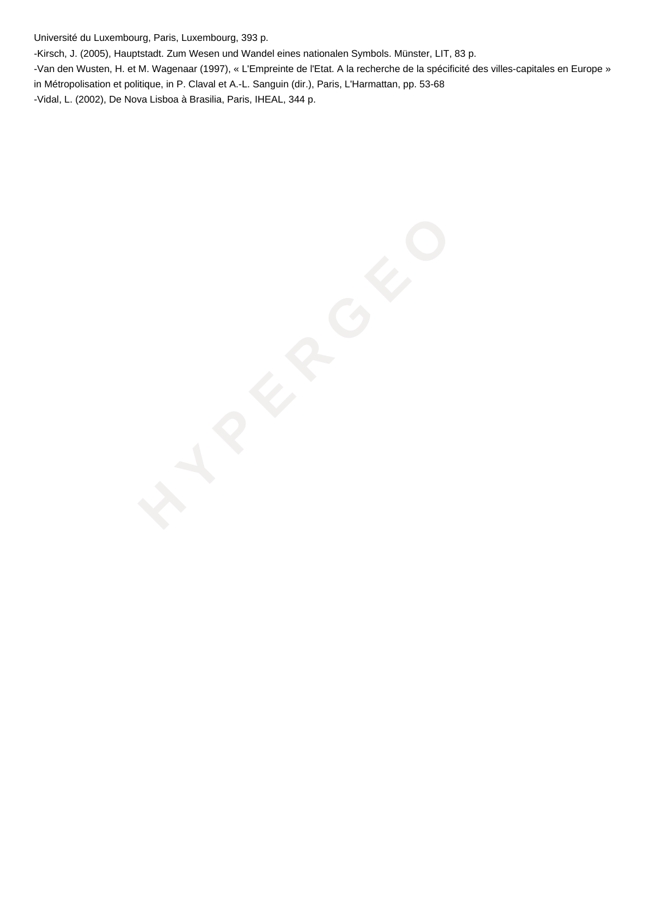Université du Luxembourg, Paris, Luxembourg, 393 p.

-Kirsch, J. (2005), Hauptstadt. Zum Wesen und Wandel eines nationalen Symbols. Münster, LIT, 83 p.

-Van den Wusten, H. et M. Wagenaar (1997), « L'Empreinte de l'Etat. A la recherche de la spécificité des villes-capitales en Europe » in Métropolisation et politique, in P. Claval et A.-L. Sanguin (dir.), Paris, L'Harmattan, pp. 53-68

-Vidal, L. (2002), De Nova Lisboa à Brasilia, Paris, IHEAL, 344 p.